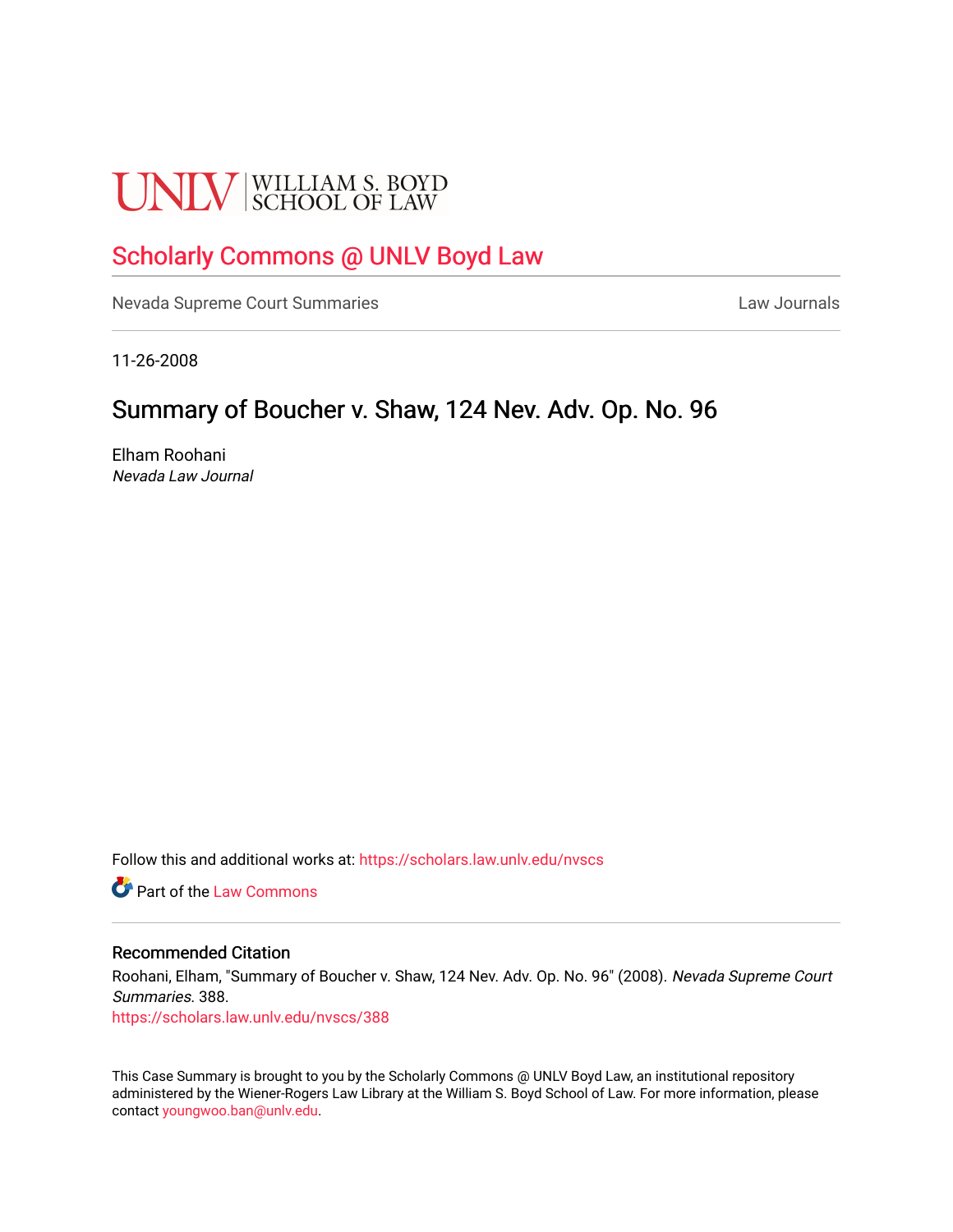UNLV | WILLIAM S. BOYD SCHOOL OF LAW

# Scholarly Commons @ UNLV Boyd Law

Nevada Supreme Court Summaries | Law Journals

11-26-2008

# Summary of Boucher v. Shaw, 124 Nev. Adv. Op. No. 96

Elham Roohani
*Nevada Law Journal*

Follow this and additional works at: https://scholars.law.unlv.edu/nvscs

Part of the Law Commons

## Recommended Citation

Roohani, Elham, "Summary of Boucher v. Shaw, 124 Nev. Adv. Op. No. 96" (2008). *Nevada Supreme Court Summaries*. 388.
https://scholars.law.unlv.edu/nvscs/388

This Case Summary is brought to you by the Scholarly Commons @ UNLV Boyd Law, an institutional repository administered by the Wiener-Rogers Law Library at the William S. Boyd School of Law. For more information, please contact youngwoo.ban@unlv.edu.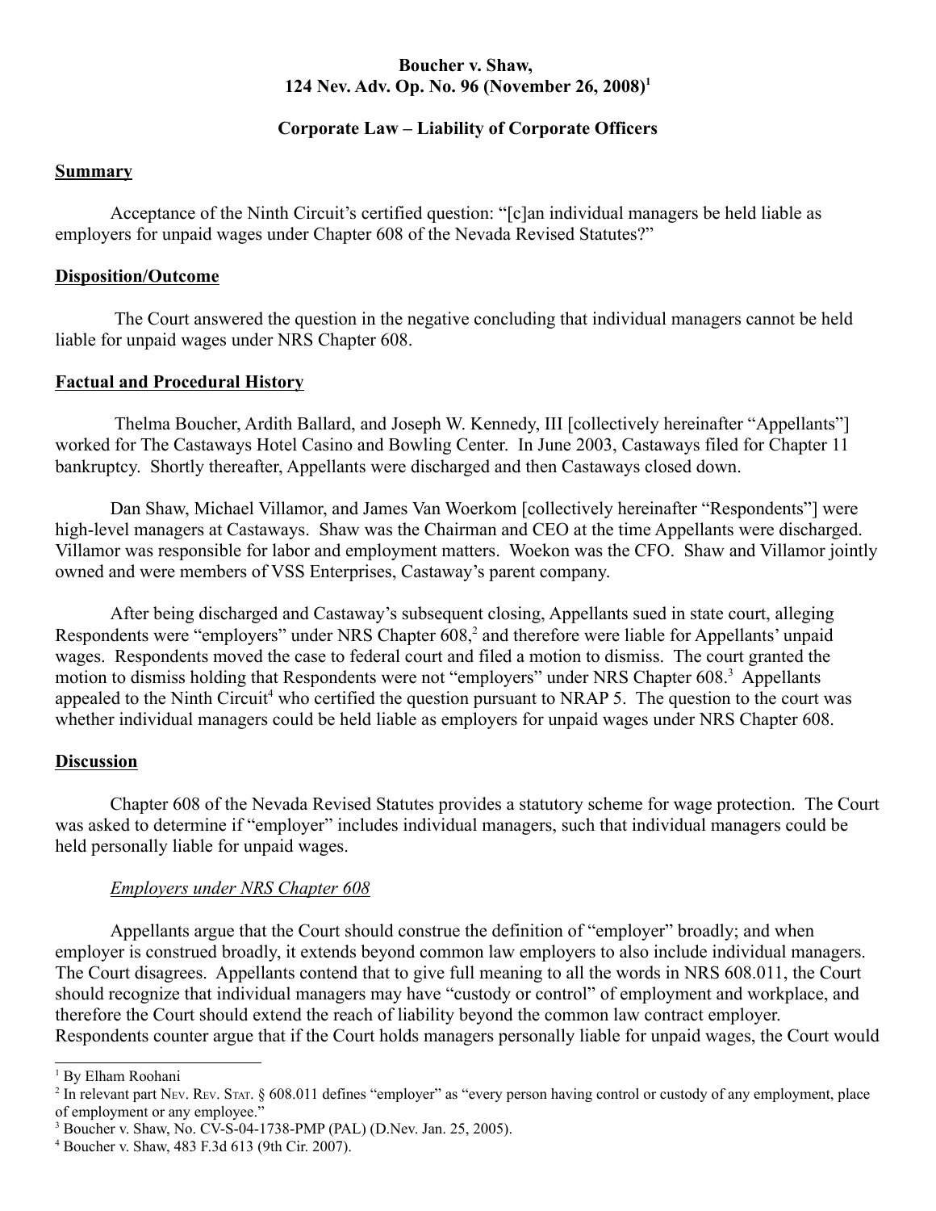**Boucher v. Shaw,**
**124 Nev. Adv. Op. No. 96 (November 26, 2008)[1]**

**Corporate Law – Liability of Corporate Officers**

## Summary

Acceptance of the Ninth Circuit's certified question: "[c]an individual managers be held liable as employers for unpaid wages under Chapter 608 of the Nevada Revised Statutes?"

## Disposition/Outcome

The Court answered the question in the negative concluding that individual managers cannot be held liable for unpaid wages under NRS Chapter 608.

## Factual and Procedural History

Thelma Boucher, Ardith Ballard, and Joseph W. Kennedy, III [collectively hereinafter "Appellants"] worked for The Castaways Hotel Casino and Bowling Center. In June 2003, Castaways filed for Chapter 11 bankruptcy. Shortly thereafter, Appellants were discharged and then Castaways closed down.

Dan Shaw, Michael Villamor, and James Van Woerkom [collectively hereinafter "Respondents"] were high-level managers at Castaways. Shaw was the Chairman and CEO at the time Appellants were discharged. Villamor was responsible for labor and employment matters. Woekon was the CFO. Shaw and Villamor jointly owned and were members of VSS Enterprises, Castaway's parent company.

After being discharged and Castaway's subsequent closing, Appellants sued in state court, alleging Respondents were "employers" under NRS Chapter 608,[2] and therefore were liable for Appellants' unpaid wages. Respondents moved the case to federal court and filed a motion to dismiss. The court granted the motion to dismiss holding that Respondents were not "employers" under NRS Chapter 608.[3] Appellants appealed to the Ninth Circuit[4] who certified the question pursuant to NRAP 5. The question to the court was whether individual managers could be held liable as employers for unpaid wages under NRS Chapter 608.

## Discussion

Chapter 608 of the Nevada Revised Statutes provides a statutory scheme for wage protection. The Court was asked to determine if "employer" includes individual managers, such that individual managers could be held personally liable for unpaid wages.

### *Employers under NRS Chapter 608*

Appellants argue that the Court should construe the definition of "employer" broadly; and when employer is construed broadly, it extends beyond common law employers to also include individual managers. The Court disagrees. Appellants contend that to give full meaning to all the words in NRS 608.011, the Court should recognize that individual managers may have "custody or control" of employment and workplace, and therefore the Court should extend the reach of liability beyond the common law contract employer. Respondents counter argue that if the Court holds managers personally liable for unpaid wages, the Court would

---

[1] By Elham Roohani

[2] In relevant part NEV. REV. STAT. § 608.011 defines "employer" as "every person having control or custody of any employment, place of employment or any employee."

[3] Boucher v. Shaw, No. CV-S-04-1738-PMP (PAL) (D.Nev. Jan. 25, 2005).

[4] Boucher v. Shaw, 483 F.3d 613 (9th Cir. 2007).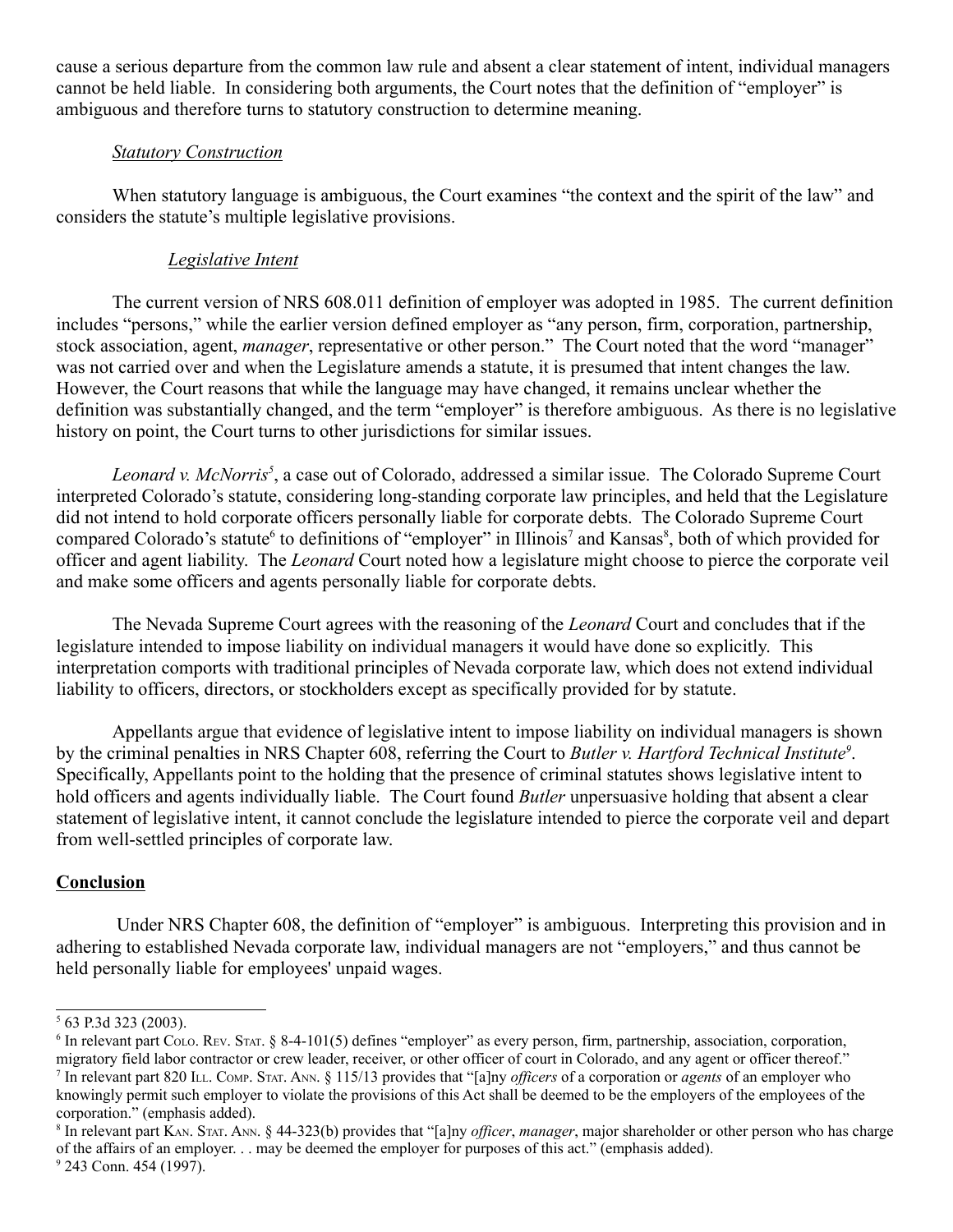cause a serious departure from the common law rule and absent a clear statement of intent, individual managers cannot be held liable. In considering both arguments, the Court notes that the definition of "employer" is ambiguous and therefore turns to statutory construction to determine meaning.

*Statutory Construction*

When statutory language is ambiguous, the Court examines "the context and the spirit of the law" and considers the statute's multiple legislative provisions.

*Legislative Intent*

The current version of NRS 608.011 definition of employer was adopted in 1985. The current definition includes "persons," while the earlier version defined employer as "any person, firm, corporation, partnership, stock association, agent, *manager*, representative or other person." The Court noted that the word "manager" was not carried over and when the Legislature amends a statute, it is presumed that intent changes the law. However, the Court reasons that while the language may have changed, it remains unclear whether the definition was substantially changed, and the term "employer" is therefore ambiguous. As there is no legislative history on point, the Court turns to other jurisdictions for similar issues.

*Leonard v. McNorris*[5], a case out of Colorado, addressed a similar issue. The Colorado Supreme Court interpreted Colorado's statute, considering long-standing corporate law principles, and held that the Legislature did not intend to hold corporate officers personally liable for corporate debts. The Colorado Supreme Court compared Colorado's statute[6] to definitions of "employer" in Illinois[7] and Kansas[8], both of which provided for officer and agent liability. The *Leonard* Court noted how a legislature might choose to pierce the corporate veil and make some officers and agents personally liable for corporate debts.

The Nevada Supreme Court agrees with the reasoning of the *Leonard* Court and concludes that if the legislature intended to impose liability on individual managers it would have done so explicitly. This interpretation comports with traditional principles of Nevada corporate law, which does not extend individual liability to officers, directors, or stockholders except as specifically provided for by statute.

Appellants argue that evidence of legislative intent to impose liability on individual managers is shown by the criminal penalties in NRS Chapter 608, referring the Court to *Butler v. Hartford Technical Institute*[9]. Specifically, Appellants point to the holding that the presence of criminal statutes shows legislative intent to hold officers and agents individually liable. The Court found *Butler* unpersuasive holding that absent a clear statement of legislative intent, it cannot conclude the legislature intended to pierce the corporate veil and depart from well-settled principles of corporate law.

## Conclusion

Under NRS Chapter 608, the definition of "employer" is ambiguous. Interpreting this provision and in adhering to established Nevada corporate law, individual managers are not "employers," and thus cannot be held personally liable for employees' unpaid wages.

---

[5] 63 P.3d 323 (2003).

[6] In relevant part Colo. Rev. Stat. § 8-4-101(5) defines "employer" as every person, firm, partnership, association, corporation, migratory field labor contractor or crew leader, receiver, or other officer of court in Colorado, and any agent or officer thereof."

[7] In relevant part 820 Ill. Comp. Stat. Ann. § 115/13 provides that "[a]ny *officers* of a corporation or *agents* of an employer who knowingly permit such employer to violate the provisions of this Act shall be deemed to be the employers of the employees of the corporation." (emphasis added).

[8] In relevant part Kan. Stat. Ann. § 44-323(b) provides that "[a]ny *officer*, *manager*, major shareholder or other person who has charge of the affairs of an employer. . . may be deemed the employer for purposes of this act." (emphasis added).

[9] 243 Conn. 454 (1997).